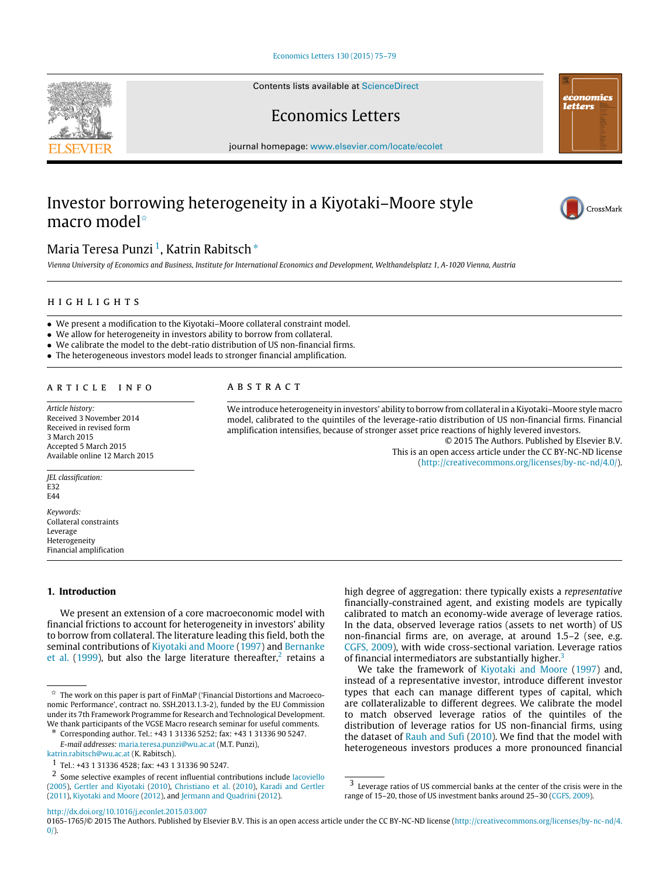# Investor borrowing heterogeneity in a Kiyotaki–Moore style macro model[☆]

Maria Teresa Punzi[1], Katrin Rabitsch[*]

*Vienna University of Economics and Business, Institute for International Economics and Development, Welthandelsplatz 1, A-1020 Vienna, Austria*

## HIGHLIGHTS

- We present a modification to the Kiyotaki–Moore collateral constraint model.
- We allow for heterogeneity in investors ability to borrow from collateral.
- We calibrate the model to the debt-ratio distribution of US non-financial firms.
- The heterogeneous investors model leads to stronger financial amplification.

## ARTICLE INFO

*Article history:*
Received 3 November 2014
Received in revised form
3 March 2015
Accepted 5 March 2015
Available online 12 March 2015

*JEL classification:*
E32
E44

*Keywords:*
Collateral constraints
Leverage
Heterogeneity
Financial amplification

## ABSTRACT

We introduce heterogeneity in investors' ability to borrow from collateral in a Kiyotaki–Moore style macro model, calibrated to the quintiles of the leverage-ratio distribution of US non-financial firms. Financial amplification intensifies, because of stronger asset price reactions of highly levered investors.

© 2015 The Authors. Published by Elsevier B.V.
This is an open access article under the CC BY-NC-ND license (http://creativecommons.org/licenses/by-nc-nd/4.0/).

## 1. Introduction

We present an extension of a core macroeconomic model with financial frictions to account for heterogeneity in investors' ability to borrow from collateral. The literature leading this field, both the seminal contributions of Kiyotaki and Moore (1997) and Bernanke et al. (1999), but also the large literature thereafter,[2] retains a high degree of aggregation: there typically exists a *representative* financially-constrained agent, and existing models are typically calibrated to match an economy-wide average of leverage ratios. In the data, observed leverage ratios (assets to net worth) of US non-financial firms are, on average, at around 1.5–2 (see, e.g. CGFS, 2009), with wide cross-sectional variation. Leverage ratios of financial intermediators are substantially higher.[3]

We take the framework of Kiyotaki and Moore (1997) and, instead of a representative investor, introduce different investor types that each can manage different types of capital, which are collateralizable to different degrees. We calibrate the model to match observed leverage ratios of the quintiles of the distribution of leverage ratios for US non-financial firms, using the dataset of Rauh and Sufi (2010). We find that the model with heterogeneous investors produces a more pronounced financial

---

[☆] The work on this paper is part of FinMaP ('Financial Distortions and Macroeconomic Performance', contract no. SSH.2013.1.3-2), funded by the EU Commission under its 7th Framework Programme for Research and Technological Development. We thank participants of the VGSE Macro research seminar for useful comments.

[*] Corresponding author. Tel.: +43 1 31336 5252; fax: +43 1 31336 90 5247.
*E-mail addresses:* maria.teresa.punzi@wu.ac.at (M.T. Punzi), katrin.rabitsch@wu.ac.at (K. Rabitsch).

[1] Tel.: +43 1 31336 4528; fax: +43 1 31336 90 5247.

[2] Some selective examples of recent influential contributions include Iacoviello (2005), Gertler and Kiyotaki (2010), Christiano et al. (2010), Karadi and Gertler (2011), Kiyotaki and Moore (2012), and Jermann and Quadrini (2012).

[3] Leverage ratios of US commercial banks at the center of the crisis were in the range of 15–20, those of US investment banks around 25–30 (CGFS, 2009).

http://dx.doi.org/10.1016/j.econlet.2015.03.007
0165-1765/© 2015 The Authors. Published by Elsevier B.V. This is an open access article under the CC BY-NC-ND license (http://creativecommons.org/licenses/by-nc-nd/4.0/).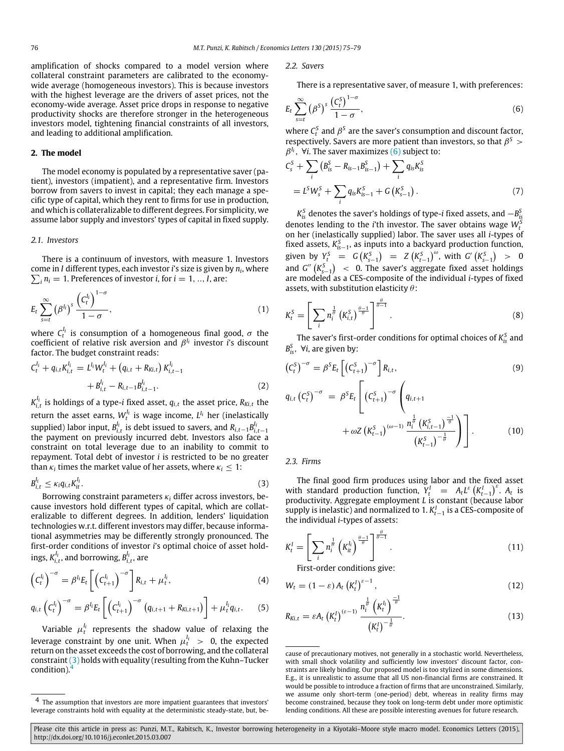amplification of shocks compared to a model version where collateral constraint parameters are calibrated to the economy-wide average (homogeneous investors). This is because investors with the highest leverage are the drivers of asset prices, not the economy-wide average. Asset price drops in response to negative productivity shocks are therefore stronger in the heterogeneous investors model, tightening financial constraints of all investors, and leading to additional amplification.

## 2. The model

The model economy is populated by a representative saver (patient), investors (impatient), and a representative firm. Investors borrow from savers to invest in capital; they each manage a specific type of capital, which they rent to firms for use in production, and which is collateralizable to different degrees. For simplicity, we assume labor supply and investors' types of capital in fixed supply.

### 2.1. Investors

There is a continuum of investors, with measure 1. Investors come in $I$ different types, each investor $i$'s size is given by $n_i$, where $\sum_i n_i = 1$. Preferences of investor $i$, for $i = 1, \ldots, I$, are:

$$E_t \sum_{s=t}^{\infty} \left(\beta^{I_i}\right)^s \frac{\left(C_t^{I_i}\right)^{1-\sigma}}{1-\sigma}, \tag{1}$$

where $C_t^{I_i}$ is consumption of a homogeneous final good, $\sigma$ the coefficient of relative risk aversion and $\beta^{I_i}$ investor $i$'s discount factor. The budget constraint reads:

$$C_t^{I_i} + q_{i,t} K_{i,t}^{I_i} = L^{I_i} W_t^{I_i} + \left(q_{i,t} + R_{Ki,t}\right) K_{i,t-1}^{I_i} + B_{i,t}^{I_i} - R_{i,t-1} B_{i,t-1}^{I_i}. \tag{2}$$

$K_{i,t}^{I_i}$ is holdings of a type-$i$ fixed asset, $q_{i,t}$ the asset price, $R_{Ki,t}$ the return the asset earns, $W_t^{I_i}$ is wage income, $L^{I_i}$ her (inelastically supplied) labor input, $B_{i,t}^{I_i}$ is debt issued to savers, and $R_{i,t-1} B_{i,t-1}^{I_i}$ the payment on previously incurred debt. Investors also face a constraint on total leverage due to an inability to commit to repayment. Total debt of investor $i$ is restricted to be no greater than $\kappa_i$ times the market value of her assets, where $\kappa_i \leq 1$:

$$B_{i,t}^{I_i} \leq \kappa_i q_{i,t} K_{i,t}^{I_i}. \tag{3}$$

Borrowing constraint parameters $\kappa_i$ differ across investors, because investors hold different types of capital, which are collateralizable to different degrees. In addition, lenders' liquidation technologies w.r.t. different investors may differ, because informational asymmetries may be differently strongly pronounced. The first-order conditions of investor $i$'s optimal choice of asset holdings, $K_{i,t}^{I_i}$, and borrowing, $B_{i,t}^{I_i}$, are

$$\left(C_t^{I_i}\right)^{-\sigma} = \beta^{I_i} E_t \left[\left(C_{t+1}^{I_i}\right)^{-\sigma}\right] R_{i,t} + \mu_t^{I_i}, \tag{4}$$

$$q_{i,t} \left(C_t^{I_i}\right)^{-\sigma} = \beta^{I_i} E_t \left[\left(C_{t+1}^{I_i}\right)^{-\sigma} \left(q_{i,t+1} + R_{Ki,t+1}\right)\right] + \mu_t^{I_i} q_{i,t}. \tag{5}$$

Variable $\mu_t^{I_i}$ represents the shadow value of relaxing the leverage constraint by one unit. When $\mu_t^{I_i} > 0$, the expected return on the asset exceeds the cost of borrowing, and the collateral constraint (3) holds with equality (resulting from the Kuhn–Tucker condition).[4]

### 2.2. Savers

There is a representative saver, of measure 1, with preferences:

$$E_t \sum_{s=t}^{\infty} \left(\beta^S\right)^s \frac{\left(C_t^S\right)^{1-\sigma}}{1-\sigma}, \tag{6}$$

where $C_t^S$ and $\beta^S$ are the saver's consumption and discount factor, respectively. Savers are more patient than investors, so that $\beta^S > \beta^{I_i}$, $\forall i$. The saver maximizes (6) subject to:

$$C_s^S + \sum_i \left(B_{is}^S - R_{is-1} B_{is-1}^S\right) + \sum_i q_{is} K_{is}^S = L^S W_s^S + \sum_i q_{is} K_{is-1}^S + G\left(K_{s-1}^S\right). \tag{7}$$

$K_{is}^S$ denotes the saver's holdings of type-$i$ fixed assets, and $-B_{is}^S$ denotes lending to the $i$'th investor. The saver obtains wage $W_t^S$ on her (inelastically supplied) labor. The saver uses all $i$-types of fixed assets, $K_{is-1}^S$, as inputs into a backyard production function, given by $Y_t^S = G\left(K_{s-1}^S\right) = Z\left(K_{t-1}^S\right)^{\omega}$, with $G'\left(K_{s-1}^S\right) > 0$ and $G''\left(K_{s-1}^S\right) < 0$. The saver's aggregate fixed asset holdings are modeled as a CES-composite of the individual $i$-types of fixed assets, with substitution elasticity $\theta$:

$$K_t^S = \left[\sum_i n_i^{\frac{1}{\theta}} \left(K_{i,t}^S\right)^{\frac{\theta-1}{\theta}}\right]^{\frac{\theta}{\theta-1}}. \tag{8}$$

The saver's first-order conditions for optimal choices of $K_{is}^S$ and $B_{is}^S$, $\forall i$, are given by:

$$\left(C_t^S\right)^{-\sigma} = \beta^S E_t \left[\left(C_{t+1}^S\right)^{-\sigma}\right] R_{i,t}, \tag{9}$$

$$q_{i,t} \left(C_t^S\right)^{-\sigma} = \beta^S E_t \left[\left(C_{t+1}^S\right)^{-\sigma} \left(q_{i,t+1} + \omega Z \left(K_{t-1}^S\right)^{(\omega-1)} \frac{n_i^{\frac{1}{\theta}} \left(K_{i,t-1}^S\right)^{\frac{-1}{\theta}}}{\left(K_{t-1}^S\right)^{-\frac{1}{\theta}}}\right)\right]. \tag{10}$$

### 2.3. Firms

The final good firm produces using labor and the fixed asset with standard production function, $Y_t^I = A_t L^{\varepsilon} \left(K_{t-1}^I\right)^{\varepsilon}$. $A_t$ is productivity. Aggregate employment $L$ is constant (because labor supply is inelastic) and normalized to 1. $K_{t-1}^I$ is a CES-composite of the individual $i$-types of assets:

$$K_t^I = \left[\sum_i n_i^{\frac{1}{\theta}} \left(K_{it}^{I_i}\right)^{\frac{\theta-1}{\theta}}\right]^{\frac{\theta}{\theta-1}}. \tag{11}$$

First-order conditions give:

$$W_t = (1-\varepsilon) A_t \left(K_t^I\right)^{\varepsilon-1}, \tag{12}$$

$$R_{Ki,t} = \varepsilon A_t \left(K_t^I\right)^{(\varepsilon-1)} \frac{n_i^{\frac{1}{\theta}} \left(K_t^{I_i}\right)^{\frac{-1}{\theta}}}{\left(K_t^I\right)^{-\frac{1}{\theta}}}. \tag{13}$$

---

[4] The assumption that investors are more impatient guarantees that investors' leverage constraints hold with equality at the deterministic steady-state, but, because of precautionary motives, not generally in a stochastic world. Nevertheless, with small shock volatility and sufficiently low investors' discount factor, constraints are likely binding. Our proposed model is too stylized in some dimensions. E.g., it is unrealistic to assume that all US non-financial firms are constrained. It would be possible to introduce a fraction of firms that are unconstrained. Similarly, we assume only short-term (one-period) debt, whereas in reality firms may become constrained, because they took on long-term debt under more optimistic lending conditions. All these are possible interesting avenues for future research.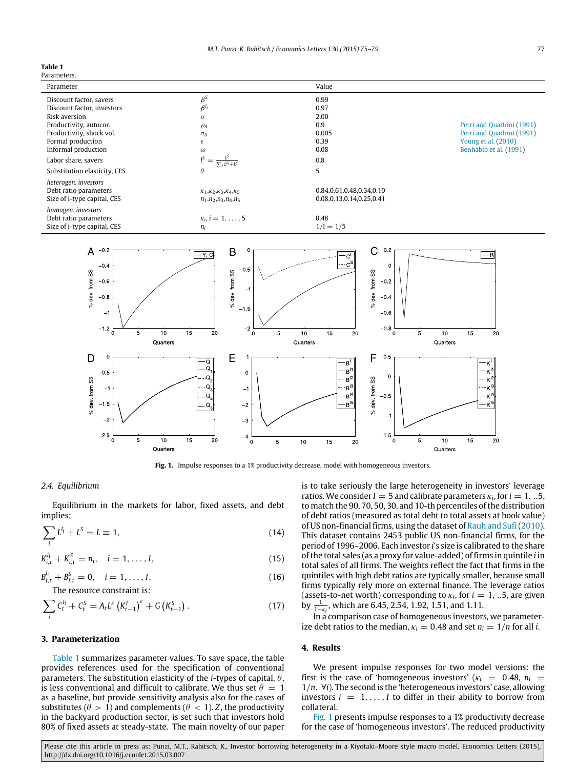**Table 1**
Parameters.

| Parameter | | Value | |
|---|---|---|---|
| Discount factor, savers | $\beta^S$ | 0.99 | |
| Discount factor, investors | $\beta^{I_i}$ | 0.97 | |
| Risk aversion | $\sigma$ | 2.00 | |
| Productivity, autocor. | $\rho_A$ | 0.9 | Perri and Quadrini (1991) |
| Productivity, shock vol. | $\sigma_A$ | 0.005 | Perri and Quadrini (1991) |
| Formal production | $\epsilon$ | 0.39 | Young et al. (2010) |
| Informal production | $\omega$ | 0.08 | Benhabib et al. (1991) |
| Labor share, savers | $l^S = \frac{L^S}{\sum_i L^{I_i} + L^S}$ | 0.8 | |
| Substitution elasticity, CES | $\theta$ | 5 | |
| *heterogen. investors* | | | |
| Debt ratio parameters | $\kappa_1,\kappa_2,\kappa_3,\kappa_4,\kappa_5$ | 0.84,0.61,0.48,0.34,0.10 | |
| Size of i-type capital, CES | $n_1,n_2,n_3,n_4,n_5$ | 0.08,0.13,0.14,0.25,0.41 | |
| *homogen. investors* | | | |
| Debt ratio parameters | $\kappa_i, i = 1,\ldots,5$ | 0.48 | |
| Size of i-type capital, CES | $n_i$ | $1/I = 1/5$ | |

**Fig. 1.** Impulse responses to a 1% productivity decrease, model with homogeneous investors.

### 2.4. Equilibrium

Equilibrium in the markets for labor, fixed assets, and debt implies:

$$\sum_i L^{I_i} + L^S = L \equiv 1, \tag{14}$$

$$K^{I_i}_{i,t} + K^S_{i,t} = n_i, \quad i = 1,\ldots,I, \tag{15}$$

$$B^{I_i}_{i,t} + B^S_{i,t} = 0, \quad i = 1,\ldots,I. \tag{16}$$

The resource constraint is:

$$\sum_i C^{I_i}_t + C^S_t = A_t L^{\epsilon}\left(K^I_{t-1}\right)^{\epsilon} + G\left(K^S_{t-1}\right). \tag{17}$$

## 3. Parameterization

Table 1 summarizes parameter values. To save space, the table provides references used for the specification of conventional parameters. The substitution elasticity of the $i$-types of capital, $\theta$, is less conventional and difficult to calibrate. We thus set $\theta = 1$ as a baseline, but provide sensitivity analysis also for the cases of substitutes ($\theta > 1$) and complements ($\theta < 1$). $Z$, the productivity in the backyard production sector, is set such that investors hold 80% of fixed assets at steady-state. The main novelty of our paper is to take seriously the large heterogeneity in investors' leverage ratios. We consider $I = 5$ and calibrate parameters $\kappa_i$, for $i = 1, ..5$, to match the 90, 70, 50, 30, and 10-th percentiles of the distribution of debt ratios (measured as total debt to total assets at book value) of US non-financial firms, using the dataset of Rauh and Sufi (2010). This dataset contains 2453 public US non-financial firms, for the period of 1996–2006. Each investor $i$'s size is calibrated to the share of the total sales (as a proxy for value-added) of firms in quintile $i$ in total sales of all firms. The weights reflect the fact that firms in the quintiles with high debt ratios are typically smaller, because small firms typically rely more on external finance. The leverage ratios (assets-to-net worth) corresponding to $\kappa_i$, for $i = 1, ..5$, are given by $\frac{1}{1-\kappa_i}$, which are 6.45, 2.54, 1.92, 1.51, and 1.11.

In a comparison case of homogeneous investors, we parameterize debt ratios to the median, $\kappa_i = 0.48$ and set $n_i = 1/n$ for all $i$.

## 4. Results

We present impulse responses for two model versions: the first is the case of 'homogeneous investors' ($\kappa_i = 0.48$, $n_i = 1/n$, $\forall i$). The second is the 'heterogeneous investors' case, allowing investors $i = 1,\ldots,I$ to differ in their ability to borrow from collateral.

Fig. 1 presents impulse responses to a 1% productivity decrease for the case of 'homogeneous investors'. The reduced productivity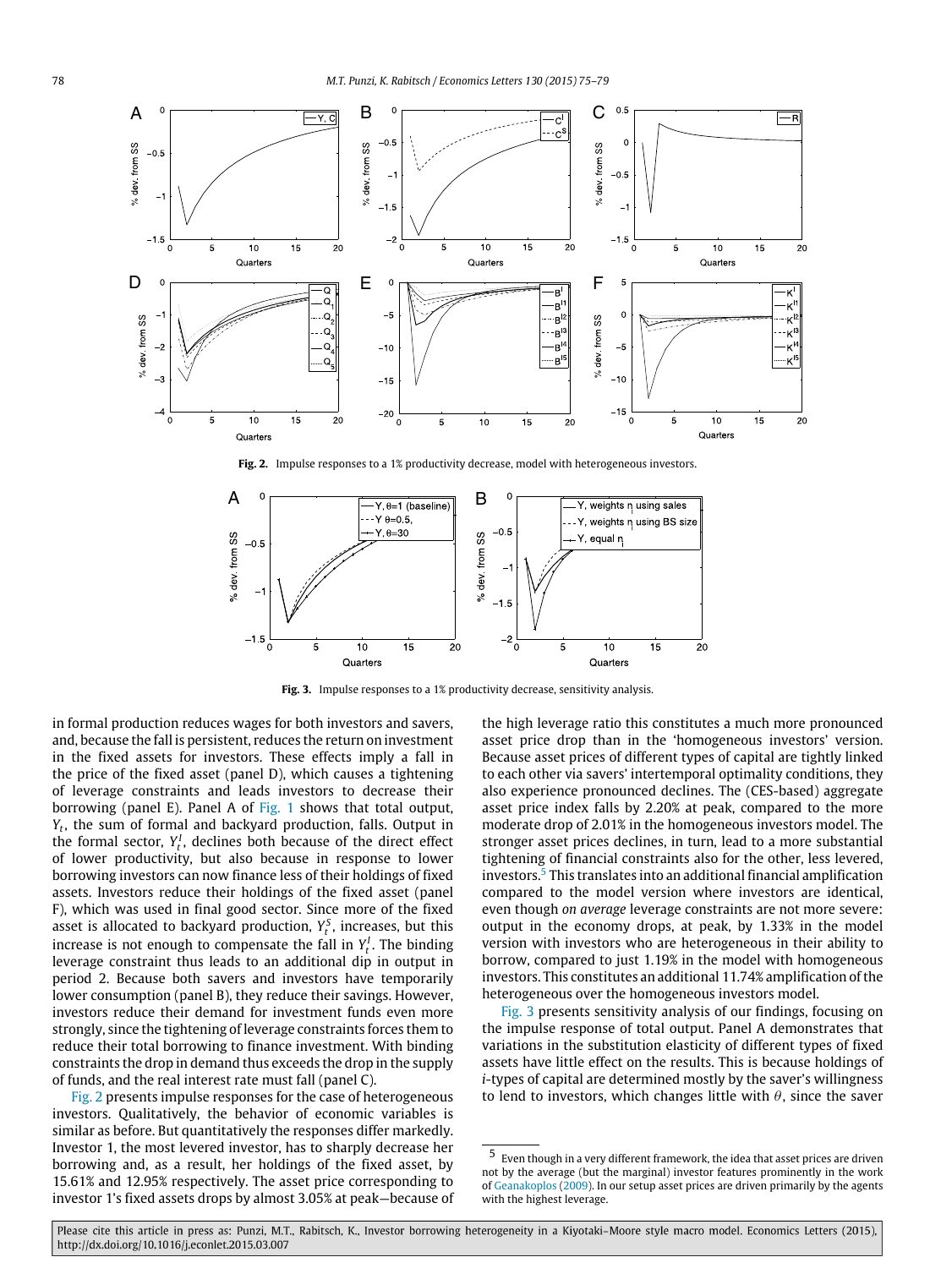Fig. 2. Impulse responses to a 1% productivity decrease, model with heterogeneous investors.

Fig. 3. Impulse responses to a 1% productivity decrease, sensitivity analysis.

in formal production reduces wages for both investors and savers, and, because the fall is persistent, reduces the return on investment in the fixed assets for investors. These effects imply a fall in the price of the fixed asset (panel D), which causes a tightening of leverage constraints and leads investors to decrease their borrowing (panel E). Panel A of Fig. 1 shows that total output, $Y_t$, the sum of formal and backyard production, falls. Output in the formal sector, $Y_t^I$, declines both because of the direct effect of lower productivity, but also because in response to lower borrowing investors can now finance less of their holdings of fixed assets. Investors reduce their holdings of the fixed asset (panel F), which was used in final good sector. Since more of the fixed asset is allocated to backyard production, $Y_t^S$, increases, but this increase is not enough to compensate the fall in $Y_t^I$. The binding leverage constraint thus leads to an additional dip in output in period 2. Because both savers and investors have temporarily lower consumption (panel B), they reduce their savings. However, investors reduce their demand for investment funds even more strongly, since the tightening of leverage constraints forces them to reduce their total borrowing to finance investment. With binding constraints the drop in demand thus exceeds the drop in the supply of funds, and the real interest rate must fall (panel C).

Fig. 2 presents impulse responses for the case of heterogeneous investors. Qualitatively, the behavior of economic variables is similar as before. But quantitatively the responses differ markedly. Investor 1, the most levered investor, has to sharply decrease her borrowing and, as a result, her holdings of the fixed asset, by 15.61% and 12.95% respectively. The asset price corresponding to investor 1's fixed assets drops by almost 3.05% at peak—because of the high leverage ratio this constitutes a much more pronounced asset price drop than in the 'homogeneous investors' version. Because asset prices of different types of capital are tightly linked to each other via savers' intertemporal optimality conditions, they also experience pronounced declines. The (CES-based) aggregate asset price index falls by 2.20% at peak, compared to the more moderate drop of 2.01% in the homogeneous investors model. The stronger asset prices declines, in turn, lead to a more substantial tightening of financial constraints also for the other, less levered, investors.[5] This translates into an additional financial amplification compared to the model version where investors are identical, even though *on average* leverage constraints are not more severe: output in the economy drops, at peak, by 1.33% in the model version with investors who are heterogeneous in their ability to borrow, compared to just 1.19% in the model with homogeneous investors. This constitutes an additional 11.74% amplification of the heterogeneous over the homogeneous investors model.

Fig. 3 presents sensitivity analysis of our findings, focusing on the impulse response of total output. Panel A demonstrates that variations in the substitution elasticity of different types of fixed assets have little effect on the results. This is because holdings of $i$-types of capital are determined mostly by the saver's willingness to lend to investors, which changes little with $\theta$, since the saver

[5] Even though in a very different framework, the idea that asset prices are driven not by the average (but the marginal) investor features prominently in the work of Geanakoplos (2009). In our setup asset prices are driven primarily by the agents with the highest leverage.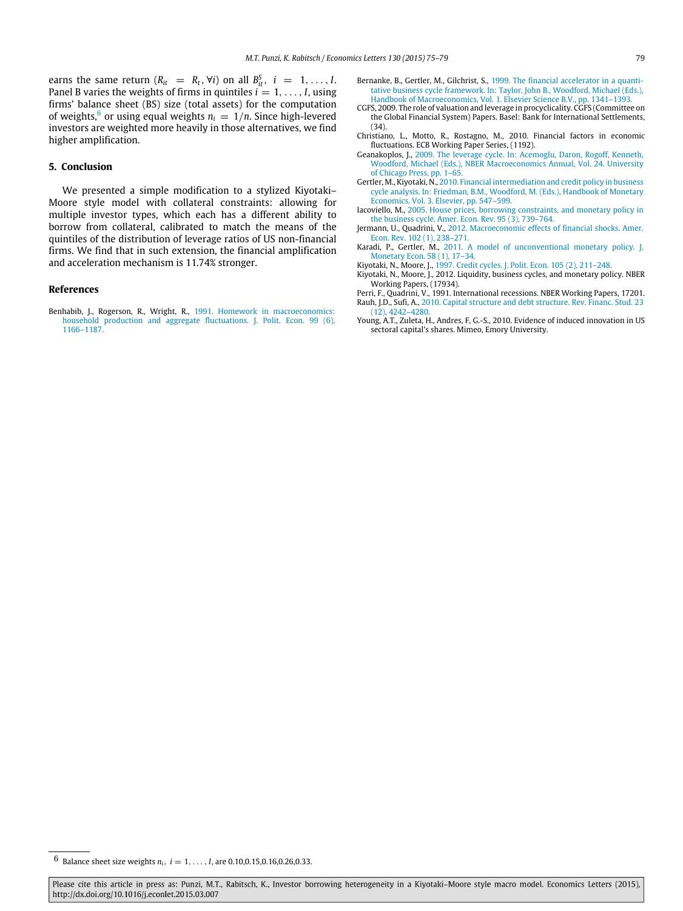earns the same return ($R_{it} = R_t, \forall i$) on all $B^S_{it}$, $i = 1, \ldots, I$. Panel B varies the weights of firms in quintiles $i = 1, \ldots, I$, using firms' balance sheet (BS) size (total assets) for the computation of weights,[6] or using equal weights $n_i = 1/n$. Since high-levered investors are weighted more heavily in those alternatives, we find higher amplification.

## 5. Conclusion

We presented a simple modification to a stylized Kiyotaki–Moore style model with collateral constraints: allowing for multiple investor types, which each has a different ability to borrow from collateral, calibrated to match the means of the quintiles of the distribution of leverage ratios of US non-financial firms. We find that in such extension, the financial amplification and acceleration mechanism is 11.74% stronger.

## References

Benhabib, J., Rogerson, R., Wright, R., 1991. Homework in macroeconomics: household production and aggregate fluctuations. J. Polit. Econ. 99 (6), 1166–1187.

Bernanke, B., Gertler, M., Gilchrist, S., 1999. The financial accelerator in a quantitative business cycle framework. In: Taylor, John B., Woodford, Michael (Eds.), Handbook of Macroeconomics, Vol. 1. Elsevier Science B.V., pp. 1341–1393.

CGFS, 2009. The role of valuation and leverage in procyclicality. CGFS (Committee on the Global Financial System) Papers. Basel: Bank for International Settlements, (34).

Christiano, L., Motto, R., Rostagno, M., 2010. Financial factors in economic fluctuations. ECB Working Paper Series, (1192).

Geanakoplos, J., 2009. The leverage cycle. In: Acemoglu, Daron, Rogoff, Kenneth, Woodford, Michael (Eds.), NBER Macroeconomics Annual, Vol. 24. University of Chicago Press, pp. 1–65.

Gertler, M., Kiyotaki, N., 2010. Financial intermediation and credit policy in business cycle analysis. In: Friedman, B.M., Woodford, M. (Eds.), Handbook of Monetary Economics. Vol. 3. Elsevier, pp. 547–599.

Iacoviello, M., 2005. House prices, borrowing constraints, and monetary policy in the business cycle. Amer. Econ. Rev. 95 (3), 739–764.

Jermann, U., Quadrini, V., 2012. Macroeconomic effects of financial shocks. Amer. Econ. Rev. 102 (1), 238–271.

Karadi, P., Gertler, M., 2011. A model of unconventional monetary policy. J. Monetary Econ. 58 (1), 17–34.

Kiyotaki, N., Moore, J., 1997. Credit cycles. J. Polit. Econ. 105 (2), 211–248.

Kiyotaki, N., Moore, J., 2012. Liquidity, business cycles, and monetary policy. NBER Working Papers, (17934).

Perri, F., Quadrini, V., 1991. International recessions. NBER Working Papers, 17201.

Rauh, J.D., Sufi, A., 2010. Capital structure and debt structure. Rev. Financ. Stud. 23 (12), 4242–4280.

Young, A.T., Zuleta, H., Andres, F, G.-S., 2010. Evidence of induced innovation in US sectoral capital's shares. Mimeo, Emory University.

[6] Balance sheet size weights $n_i$, $i = 1, \ldots, I$, are 0.10,0.15,0.16,0.26,0.33.